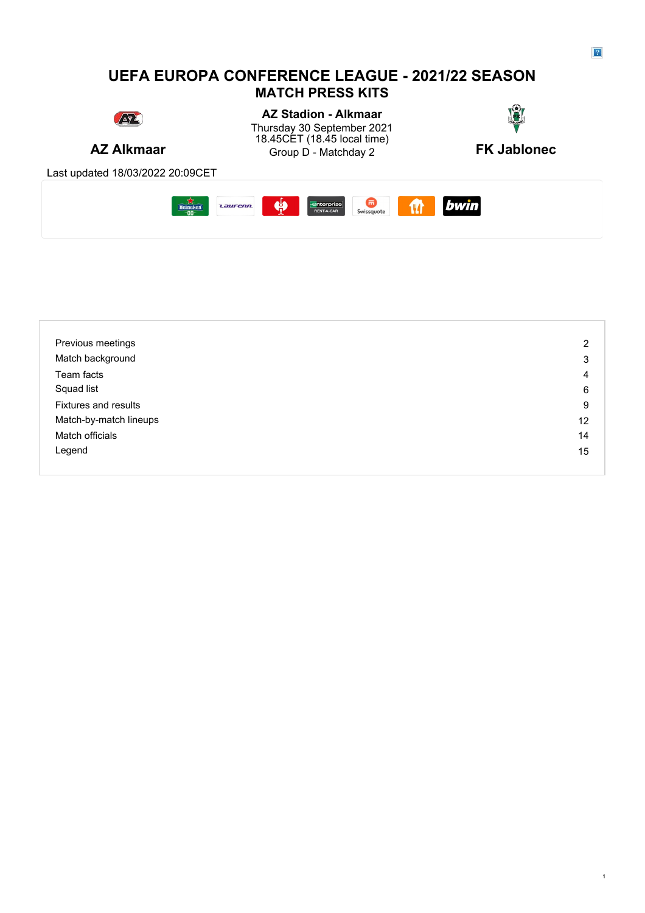# UEFA EUROPA CONFERENCE LEAGUE - 2021/22 SEASON

## MATCH PRESS KITS

**AZ Stadion - Alkmaar**

Thursday 30 September 2021
18.45CET (18.45 local time)
Group D - Matchday 2

**AZ Alkmaar** — **FK Jablonec**

Last updated 18/03/2022 20:09CET

| | |
|---|---|
| Previous meetings | 2 |
| Match background | 3 |
| Team facts | 4 |
| Squad list | 6 |
| Fixtures and results | 9 |
| Match-by-match lineups | 12 |
| Match officials | 14 |
| Legend | 15 |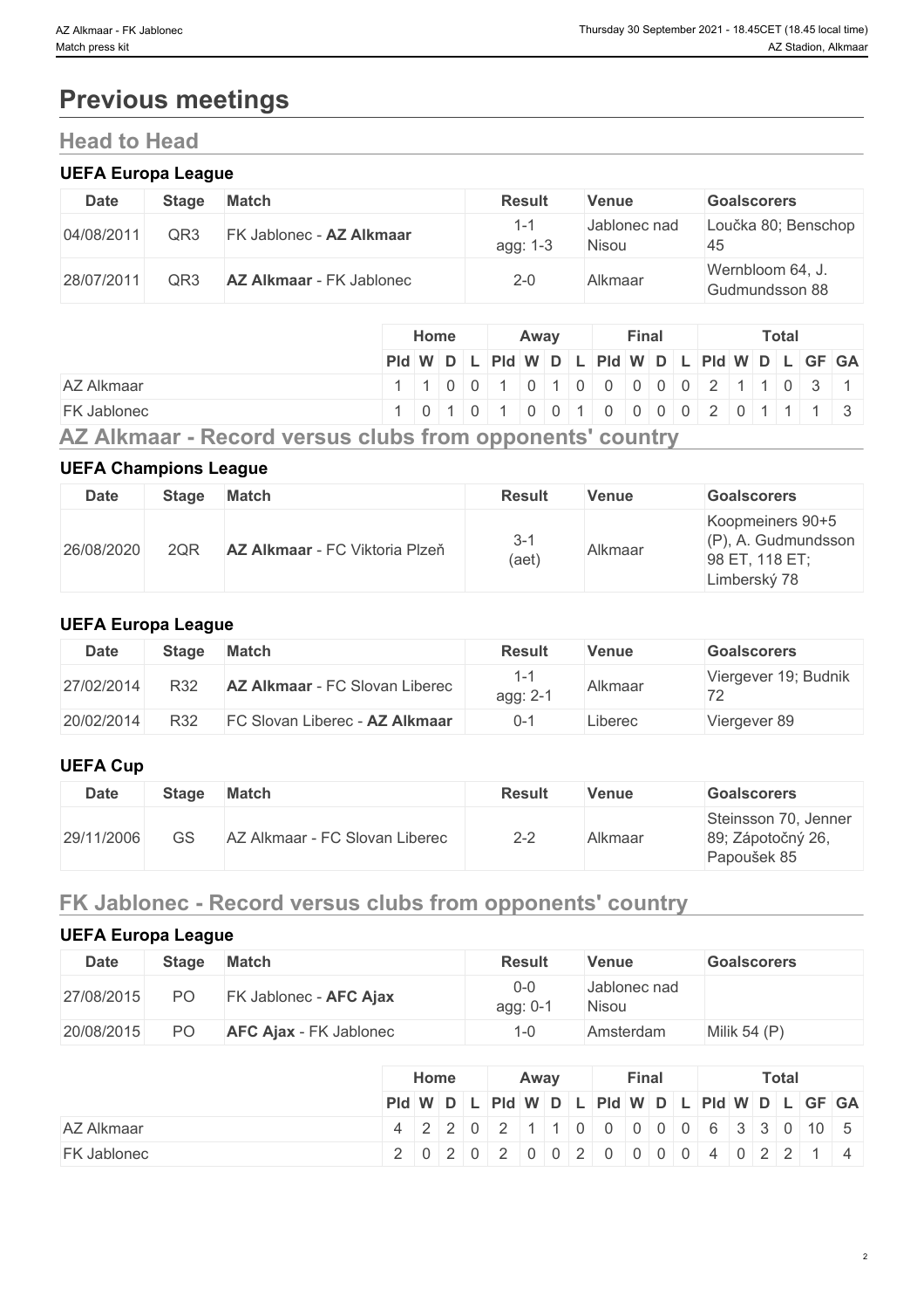# Previous meetings

## Head to Head

### UEFA Europa League

| Date | Stage | Match | Result | Venue | Goalscorers |
| --- | --- | --- | --- | --- | --- |
| 04/08/2011 | QR3 | FK Jablonec - **AZ Alkmaar** | 1-1 agg: 1-3 | Jablonec nad Nisou | Loučka 80; Benschop 45 |
| 28/07/2011 | QR3 | **AZ Alkmaar** - FK Jablonec | 2-0 | Alkmaar | Wernbloom 64, J. Gudmundsson 88 |

| | Home | | | | Away | | | | Final | | | | Total | | | | | |
| --- | --- | --- | --- | --- | --- | --- | --- | --- | --- | --- | --- | --- | --- | --- | --- | --- | --- | --- |
| | Pld | W | D | L | Pld | W | D | L | Pld | W | D | L | Pld | W | D | L | GF | GA |
| AZ Alkmaar | 1 | 1 | 0 | 0 | 1 | 0 | 1 | 0 | 0 | 0 | 0 | 0 | 2 | 1 | 1 | 0 | 3 | 1 |
| FK Jablonec | 1 | 0 | 1 | 0 | 1 | 0 | 0 | 1 | 0 | 0 | 0 | 0 | 2 | 0 | 1 | 1 | 1 | 3 |

## AZ Alkmaar - Record versus clubs from opponents' country

### UEFA Champions League

| Date | Stage | Match | Result | Venue | Goalscorers |
| --- | --- | --- | --- | --- | --- |
| 26/08/2020 | 2QR | **AZ Alkmaar** - FC Viktoria Plzeň | 3-1 (aet) | Alkmaar | Koopmeiners 90+5 (P), A. Gudmundsson 98 ET, 118 ET; Limberský 78 |

### UEFA Europa League

| Date | Stage | Match | Result | Venue | Goalscorers |
| --- | --- | --- | --- | --- | --- |
| 27/02/2014 | R32 | **AZ Alkmaar** - FC Slovan Liberec | 1-1 agg: 2-1 | Alkmaar | Viergever 19; Budnik 72 |
| 20/02/2014 | R32 | FC Slovan Liberec - **AZ Alkmaar** | 0-1 | Liberec | Viergever 89 |

### UEFA Cup

| Date | Stage | Match | Result | Venue | Goalscorers |
| --- | --- | --- | --- | --- | --- |
| 29/11/2006 | GS | AZ Alkmaar - FC Slovan Liberec | 2-2 | Alkmaar | Steinsson 70, Jenner 89; Zápotočný 26, Papoušek 85 |

## FK Jablonec - Record versus clubs from opponents' country

### UEFA Europa League

| Date | Stage | Match | Result | Venue | Goalscorers |
| --- | --- | --- | --- | --- | --- |
| 27/08/2015 | PO | FK Jablonec - **AFC Ajax** | 0-0 agg: 0-1 | Jablonec nad Nisou | |
| 20/08/2015 | PO | **AFC Ajax** - FK Jablonec | 1-0 | Amsterdam | Milik 54 (P) |

| | Home | | | | Away | | | | Final | | | | Total | | | | | |
| --- | --- | --- | --- | --- | --- | --- | --- | --- | --- | --- | --- | --- | --- | --- | --- | --- | --- | --- |
| | Pld | W | D | L | Pld | W | D | L | Pld | W | D | L | Pld | W | D | L | GF | GA |
| AZ Alkmaar | 4 | 2 | 2 | 0 | 2 | 1 | 1 | 0 | 0 | 0 | 0 | 0 | 6 | 3 | 3 | 0 | 10 | 5 |
| FK Jablonec | 2 | 0 | 2 | 0 | 2 | 0 | 0 | 2 | 0 | 0 | 0 | 0 | 4 | 0 | 2 | 2 | 1 | 4 |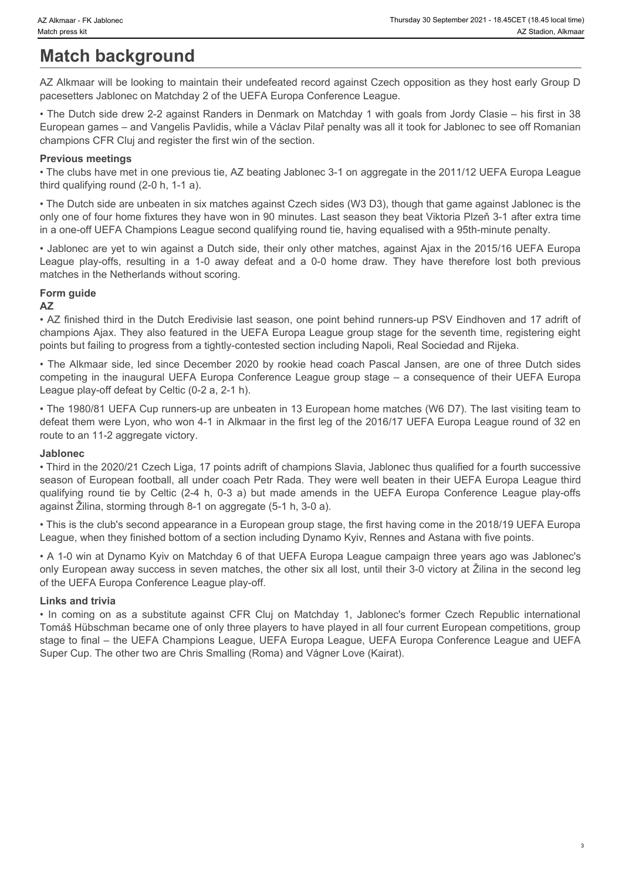# Match background

AZ Alkmaar will be looking to maintain their undefeated record against Czech opposition as they host early Group D pacesetters Jablonec on Matchday 2 of the UEFA Europa Conference League.

• The Dutch side drew 2-2 against Randers in Denmark on Matchday 1 with goals from Jordy Clasie – his first in 38 European games – and Vangelis Pavlidis, while a Václav Pilař penalty was all it took for Jablonec to see off Romanian champions CFR Cluj and register the first win of the section.

### Previous meetings

• The clubs have met in one previous tie, AZ beating Jablonec 3-1 on aggregate in the 2011/12 UEFA Europa League third qualifying round (2-0 h, 1-1 a).

• The Dutch side are unbeaten in six matches against Czech sides (W3 D3), though that game against Jablonec is the only one of four home fixtures they have won in 90 minutes. Last season they beat Viktoria Plzeň 3-1 after extra time in a one-off UEFA Champions League second qualifying round tie, having equalised with a 95th-minute penalty.

• Jablonec are yet to win against a Dutch side, their only other matches, against Ajax in the 2015/16 UEFA Europa League play-offs, resulting in a 1-0 away defeat and a 0-0 home draw. They have therefore lost both previous matches in the Netherlands without scoring.

### Form guide

**AZ**

• AZ finished third in the Dutch Eredivisie last season, one point behind runners-up PSV Eindhoven and 17 adrift of champions Ajax. They also featured in the UEFA Europa League group stage for the seventh time, registering eight points but failing to progress from a tightly-contested section including Napoli, Real Sociedad and Rijeka.

• The Alkmaar side, led since December 2020 by rookie head coach Pascal Jansen, are one of three Dutch sides competing in the inaugural UEFA Europa Conference League group stage – a consequence of their UEFA Europa League play-off defeat by Celtic (0-2 a, 2-1 h).

• The 1980/81 UEFA Cup runners-up are unbeaten in 13 European home matches (W6 D7). The last visiting team to defeat them were Lyon, who won 4-1 in Alkmaar in the first leg of the 2016/17 UEFA Europa League round of 32 en route to an 11-2 aggregate victory.

**Jablonec**

• Third in the 2020/21 Czech Liga, 17 points adrift of champions Slavia, Jablonec thus qualified for a fourth successive season of European football, all under coach Petr Rada. They were well beaten in their UEFA Europa League third qualifying round tie by Celtic (2-4 h, 0-3 a) but made amends in the UEFA Europa Conference League play-offs against Žilina, storming through 8-1 on aggregate (5-1 h, 3-0 a).

• This is the club's second appearance in a European group stage, the first having come in the 2018/19 UEFA Europa League, when they finished bottom of a section including Dynamo Kyiv, Rennes and Astana with five points.

• A 1-0 win at Dynamo Kyiv on Matchday 6 of that UEFA Europa League campaign three years ago was Jablonec's only European away success in seven matches, the other six all lost, until their 3-0 victory at Žilina in the second leg of the UEFA Europa Conference League play-off.

### Links and trivia

• In coming on as a substitute against CFR Cluj on Matchday 1, Jablonec's former Czech Republic international Tomáš Hübschman became one of only three players to have played in all four current European competitions, group stage to final – the UEFA Champions League, UEFA Europa League, UEFA Europa Conference League and UEFA Super Cup. The other two are Chris Smalling (Roma) and Vágner Love (Kairat).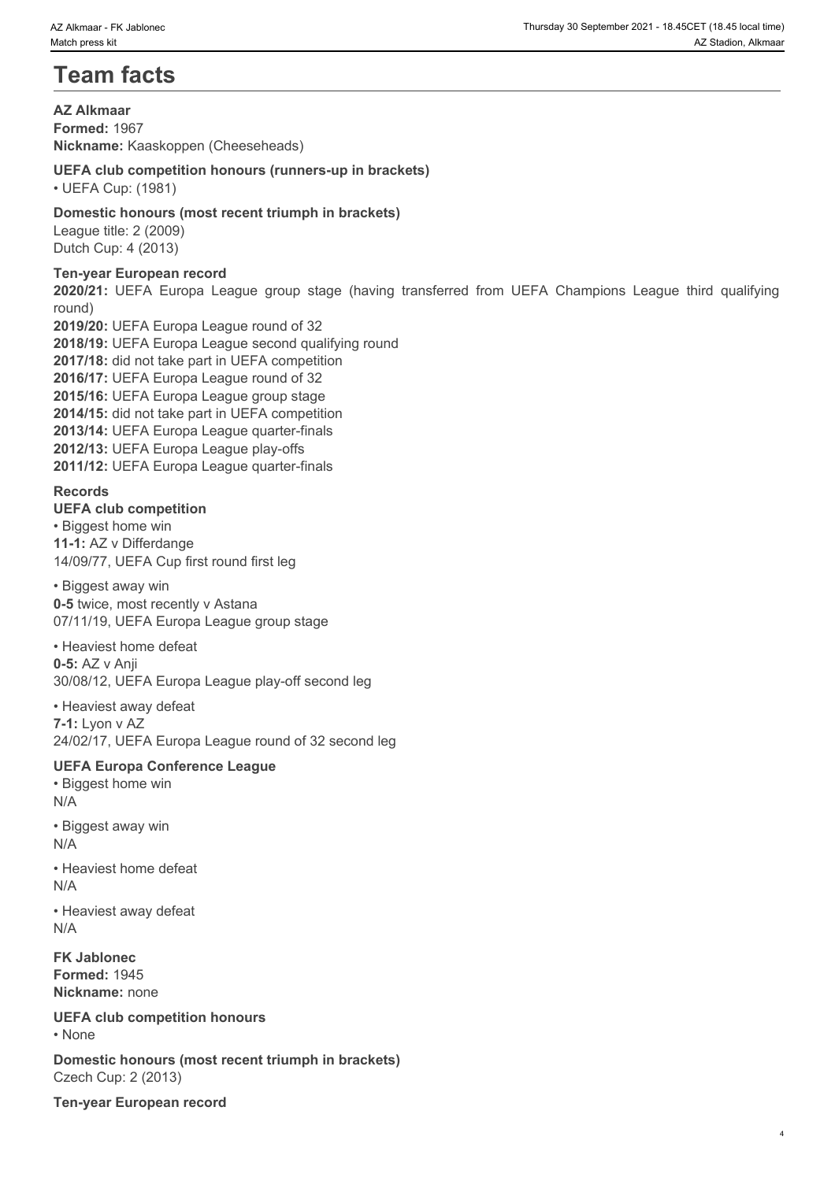# Team facts

**AZ Alkmaar**
**Formed:** 1967
**Nickname:** Kaaskoppen (Cheeseheads)

**UEFA club competition honours (runners-up in brackets)**
• UEFA Cup: (1981)

**Domestic honours (most recent triumph in brackets)**
League title: 2 (2009)
Dutch Cup: 4 (2013)

**Ten-year European record**
**2020/21:** UEFA Europa League group stage (having transferred from UEFA Champions League third qualifying round)
**2019/20:** UEFA Europa League round of 32
**2018/19:** UEFA Europa League second qualifying round
**2017/18:** did not take part in UEFA competition
**2016/17:** UEFA Europa League round of 32
**2015/16:** UEFA Europa League group stage
**2014/15:** did not take part in UEFA competition
**2013/14:** UEFA Europa League quarter-finals
**2012/13:** UEFA Europa League play-offs
**2011/12:** UEFA Europa League quarter-finals

**Records**
**UEFA club competition**
• Biggest home win
**11-1:** AZ v Differdange
14/09/77, UEFA Cup first round first leg

• Biggest away win
**0-5** twice, most recently v Astana
07/11/19, UEFA Europa League group stage

• Heaviest home defeat
**0-5:** AZ v Anji
30/08/12, UEFA Europa League play-off second leg

• Heaviest away defeat
**7-1:** Lyon v AZ
24/02/17, UEFA Europa League round of 32 second leg

**UEFA Europa Conference League**
• Biggest home win
N/A

• Biggest away win
N/A

• Heaviest home defeat
N/A

• Heaviest away defeat
N/A

**FK Jablonec**
**Formed:** 1945
**Nickname:** none

**UEFA club competition honours**
• None

**Domestic honours (most recent triumph in brackets)**
Czech Cup: 2 (2013)

**Ten-year European record**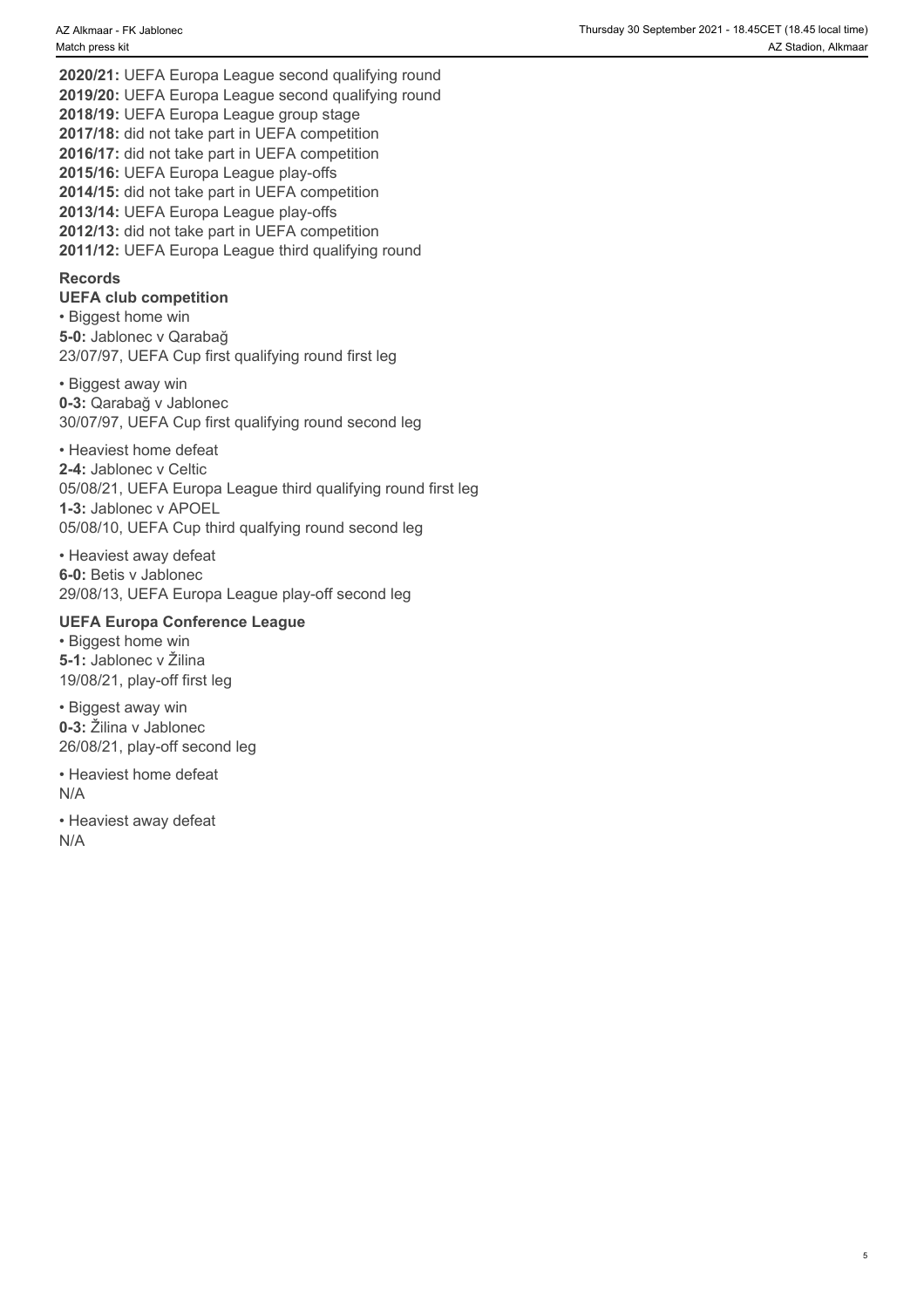**2020/21:** UEFA Europa League second qualifying round
**2019/20:** UEFA Europa League second qualifying round
**2018/19:** UEFA Europa League group stage
**2017/18:** did not take part in UEFA competition
**2016/17:** did not take part in UEFA competition
**2015/16:** UEFA Europa League play-offs
**2014/15:** did not take part in UEFA competition
**2013/14:** UEFA Europa League play-offs
**2012/13:** did not take part in UEFA competition
**2011/12:** UEFA Europa League third qualifying round

### Records

#### UEFA club competition

• Biggest home win
**5-0:** Jablonec v Qarabağ
23/07/97, UEFA Cup first qualifying round first leg

• Biggest away win
**0-3:** Qarabağ v Jablonec
30/07/97, UEFA Cup first qualifying round second leg

• Heaviest home defeat
**2-4:** Jablonec v Celtic
05/08/21, UEFA Europa League third qualifying round first leg
**1-3:** Jablonec v APOEL
05/08/10, UEFA Cup third qualfying round second leg

• Heaviest away defeat
**6-0:** Betis v Jablonec
29/08/13, UEFA Europa League play-off second leg

#### UEFA Europa Conference League

• Biggest home win
**5-1:** Jablonec v Žilina
19/08/21, play-off first leg

• Biggest away win
**0-3:** Žilina v Jablonec
26/08/21, play-off second leg

• Heaviest home defeat
N/A

• Heaviest away defeat
N/A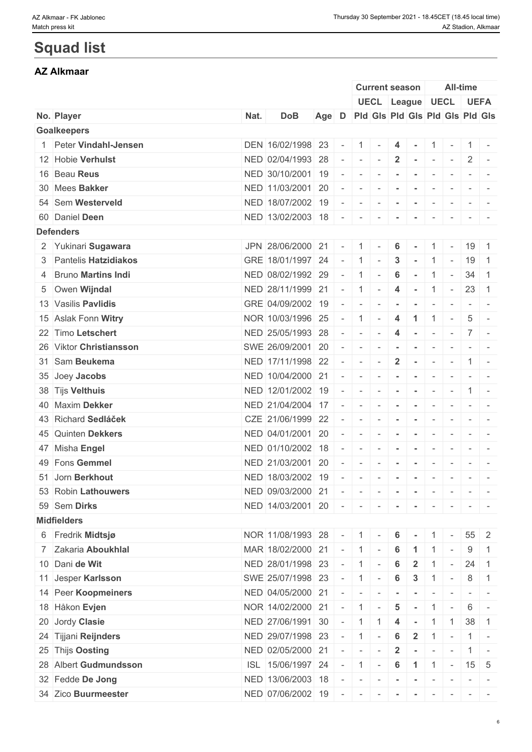# Squad list

## AZ Alkmaar

| | | | | | | Current season | | | | All-time | | | |
|---|---|---|---|---|---|---|---|---|---|---|---|---|---|
| | | | | | | UECL | | League | | UECL | | UEFA | |
| No. | Player | Nat. | DoB | Age | D | Pld | Gls | Pld | Gls | Pld | Gls | Pld | Gls |
| **Goalkeepers** | | | | | | | | | | | | | |
| 1 | Peter **Vindahl-Jensen** | DEN | 16/02/1998 | 23 | - | 1 | - | 4 | - | 1 | - | 1 | - |
| 12 | Hobie **Verhulst** | NED | 02/04/1993 | 28 | - | - | - | 2 | - | - | - | 2 | - |
| 16 | Beau **Reus** | NED | 30/10/2001 | 19 | - | - | - | - | - | - | - | - | - |
| 30 | Mees **Bakker** | NED | 11/03/2001 | 20 | - | - | - | - | - | - | - | - | - |
| 54 | Sem **Westerveld** | NED | 18/07/2002 | 19 | - | - | - | - | - | - | - | - | - |
| 60 | Daniel **Deen** | NED | 13/02/2003 | 18 | - | - | - | - | - | - | - | - | - |
| **Defenders** | | | | | | | | | | | | | |
| 2 | Yukinari **Sugawara** | JPN | 28/06/2000 | 21 | - | 1 | - | 6 | - | 1 | - | 19 | 1 |
| 3 | Pantelis **Hatzidiakos** | GRE | 18/01/1997 | 24 | - | 1 | - | 3 | - | 1 | - | 19 | 1 |
| 4 | Bruno **Martins Indi** | NED | 08/02/1992 | 29 | - | 1 | - | 6 | - | 1 | - | 34 | 1 |
| 5 | Owen **Wijndal** | NED | 28/11/1999 | 21 | - | 1 | - | 4 | - | 1 | - | 23 | 1 |
| 13 | Vasilis **Pavlidis** | GRE | 04/09/2002 | 19 | - | - | - | - | - | - | - | - | - |
| 15 | Aslak Fonn **Witry** | NOR | 10/03/1996 | 25 | - | 1 | - | 4 | 1 | 1 | - | 5 | - |
| 22 | Timo **Letschert** | NED | 25/05/1993 | 28 | - | - | - | 4 | - | - | - | 7 | - |
| 26 | Viktor **Christiansson** | SWE | 26/09/2001 | 20 | - | - | - | - | - | - | - | - | - |
| 31 | Sam **Beukema** | NED | 17/11/1998 | 22 | - | - | - | 2 | - | - | - | 1 | - |
| 35 | Joey **Jacobs** | NED | 10/04/2000 | 21 | - | - | - | - | - | - | - | - | - |
| 38 | Tijs **Velthuis** | NED | 12/01/2002 | 19 | - | - | - | - | - | - | - | 1 | - |
| 40 | Maxim **Dekker** | NED | 21/04/2004 | 17 | - | - | - | - | - | - | - | - | - |
| 43 | Richard **Sedláček** | CZE | 21/06/1999 | 22 | - | - | - | - | - | - | - | - | - |
| 45 | Quinten **Dekkers** | NED | 04/01/2001 | 20 | - | - | - | - | - | - | - | - | - |
| 47 | Misha **Engel** | NED | 01/10/2002 | 18 | - | - | - | - | - | - | - | - | - |
| 49 | Fons **Gemmel** | NED | 21/03/2001 | 20 | - | - | - | - | - | - | - | - | - |
| 51 | Jorn **Berkhout** | NED | 18/03/2002 | 19 | - | - | - | - | - | - | - | - | - |
| 53 | Robin **Lathouwers** | NED | 09/03/2000 | 21 | - | - | - | - | - | - | - | - | - |
| 59 | Sem **Dirks** | NED | 14/03/2001 | 20 | - | - | - | - | - | - | - | - | - |
| **Midfielders** | | | | | | | | | | | | | |
| 6 | Fredrik **Midtsjø** | NOR | 11/08/1993 | 28 | - | 1 | - | 6 | - | 1 | - | 55 | 2 |
| 7 | Zakaria **Aboukhlal** | MAR | 18/02/2000 | 21 | - | 1 | - | 6 | 1 | 1 | - | 9 | 1 |
| 10 | Dani **de Wit** | NED | 28/01/1998 | 23 | - | 1 | - | 6 | 2 | 1 | - | 24 | 1 |
| 11 | Jesper **Karlsson** | SWE | 25/07/1998 | 23 | - | 1 | - | 6 | 3 | 1 | - | 8 | 1 |
| 14 | Peer **Koopmeiners** | NED | 04/05/2000 | 21 | - | - | - | - | - | - | - | - | - |
| 18 | Håkon **Evjen** | NOR | 14/02/2000 | 21 | - | 1 | - | 5 | - | 1 | - | 6 | - |
| 20 | Jordy **Clasie** | NED | 27/06/1991 | 30 | - | 1 | 1 | 4 | - | 1 | 1 | 38 | 1 |
| 24 | Tijjani **Reijnders** | NED | 29/07/1998 | 23 | - | 1 | - | 6 | 2 | 1 | - | 1 | - |
| 25 | Thijs **Oosting** | NED | 02/05/2000 | 21 | - | - | - | 2 | - | - | - | 1 | - |
| 28 | Albert **Gudmundsson** | ISL | 15/06/1997 | 24 | - | 1 | - | 6 | 1 | 1 | - | 15 | 5 |
| 32 | Fedde **De Jong** | NED | 13/06/2003 | 18 | - | - | - | - | - | - | - | - | - |
| 34 | Zico **Buurmeester** | NED | 07/06/2002 | 19 | - | - | - | - | - | - | - | - | - |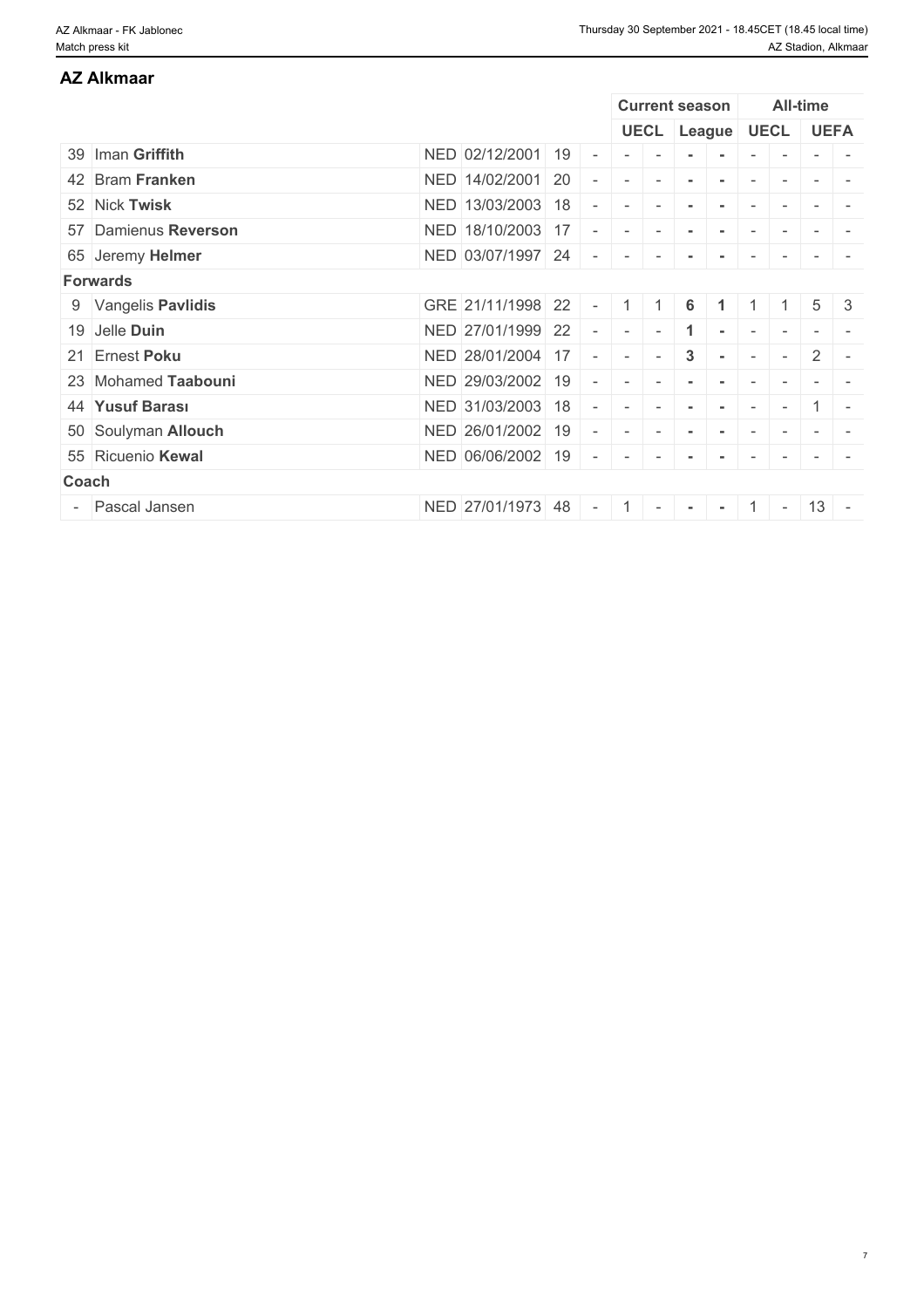## AZ Alkmaar

| | | | | | | Current season | | | | All-time | | | |
|---|---|---|---|---|---|---|---|---|---|---|---|---|---|
| | | | | | | UECL | | League | | UECL | | UEFA | |
| 39 | Iman **Griffith** | NED | 02/12/2001 | 19 | - | - | - | - | - | - | - | - | - |
| 42 | Bram **Franken** | NED | 14/02/2001 | 20 | - | - | - | - | - | - | - | - | - |
| 52 | Nick **Twisk** | NED | 13/03/2003 | 18 | - | - | - | - | - | - | - | - | - |
| 57 | Damienus **Reverson** | NED | 18/10/2003 | 17 | - | - | - | - | - | - | - | - | - |
| 65 | Jeremy **Helmer** | NED | 03/07/1997 | 24 | - | - | - | - | - | - | - | - | - |
| **Forwards** | | | | | | | | | | | | | |
| 9 | Vangelis **Pavlidis** | GRE | 21/11/1998 | 22 | - | 1 | 1 | **6** | **1** | 1 | 1 | 5 | 3 |
| 19 | Jelle **Duin** | NED | 27/01/1999 | 22 | - | - | - | **1** | - | - | - | - | - |
| 21 | Ernest **Poku** | NED | 28/01/2004 | 17 | - | - | - | **3** | - | - | - | 2 | - |
| 23 | Mohamed **Taabouni** | NED | 29/03/2002 | 19 | - | - | - | - | - | - | - | - | - |
| 44 | **Yusuf Barası** | NED | 31/03/2003 | 18 | - | - | - | - | - | - | - | 1 | - |
| 50 | Soulyman **Allouch** | NED | 26/01/2002 | 19 | - | - | - | - | - | - | - | - | - |
| 55 | Ricuenio **Kewal** | NED | 06/06/2002 | 19 | - | - | - | - | - | - | - | - | - |
| **Coach** | | | | | | | | | | | | | |
| - | Pascal Jansen | NED | 27/01/1973 | 48 | - | 1 | - | - | - | 1 | - | 13 | - |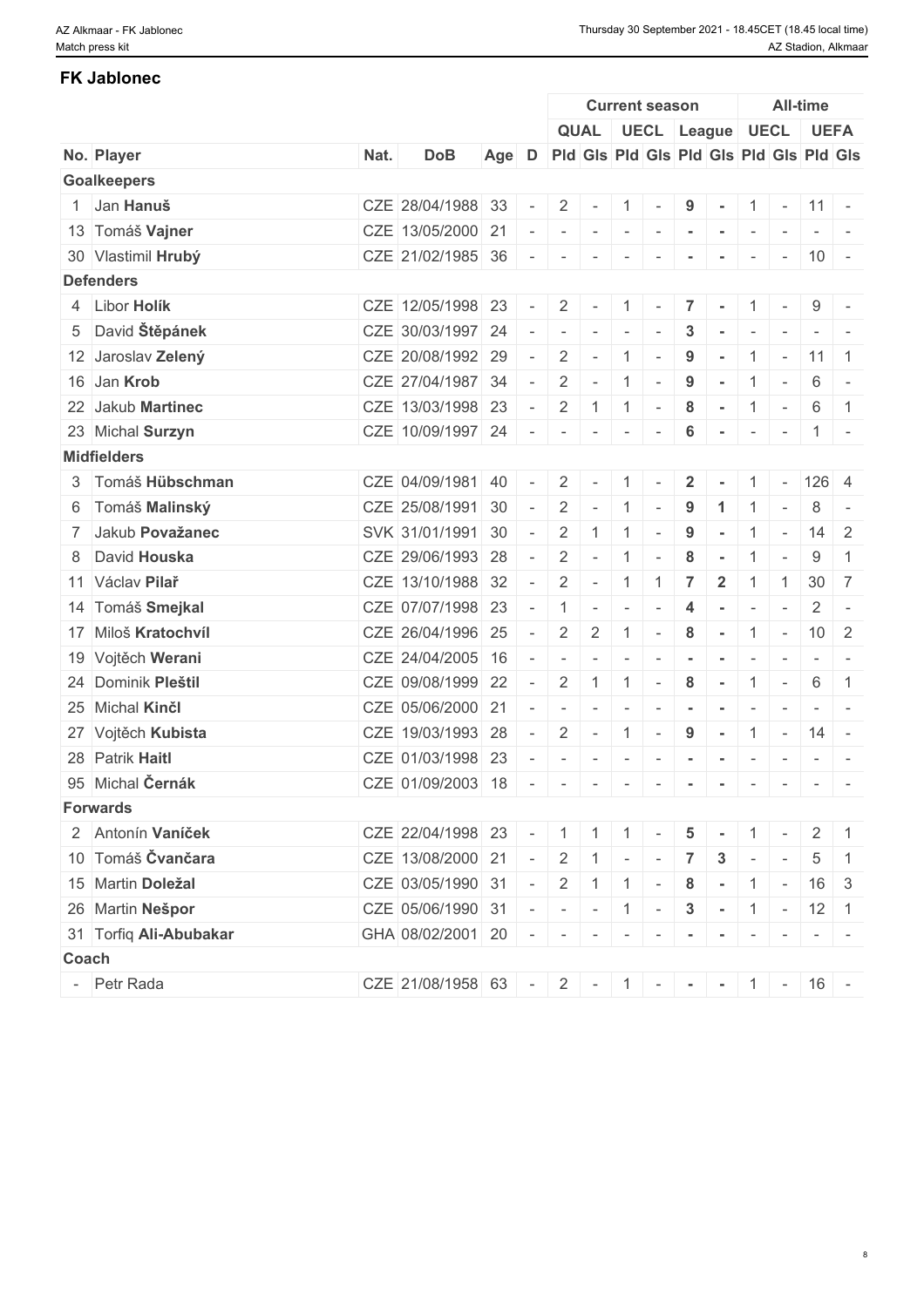## FK Jablonec

| | | | | | | Current season | | | | | | All-time | | | |
|---|---|---|---|---|---|---|---|---|---|---|---|---|---|---|---|
| | | | | | | QUAL | | UECL | | League | | UECL | | UEFA | |
| No. | Player | Nat. | DoB | Age | D | Pld | Gls | Pld | Gls | Pld | Gls | Pld | Gls | Pld | Gls |
| **Goalkeepers** | | | | | | | | | | | | | | | |
| 1 | Jan **Hanuš** | CZE | 28/04/1988 | 33 | - | 2 | - | 1 | - | 9 | - | 1 | - | 11 | - |
| 13 | Tomáš **Vajner** | CZE | 13/05/2000 | 21 | - | - | - | - | - | - | - | - | - | - | - |
| 30 | Vlastimil **Hrubý** | CZE | 21/02/1985 | 36 | - | - | - | - | - | - | - | - | - | 10 | - |
| **Defenders** | | | | | | | | | | | | | | | |
| 4 | Libor **Holík** | CZE | 12/05/1998 | 23 | - | 2 | - | 1 | - | 7 | - | 1 | - | 9 | - |
| 5 | David **Štěpánek** | CZE | 30/03/1997 | 24 | - | - | - | - | - | 3 | - | - | - | - | - |
| 12 | Jaroslav **Zelený** | CZE | 20/08/1992 | 29 | - | 2 | - | 1 | - | 9 | - | 1 | - | 11 | 1 |
| 16 | Jan **Krob** | CZE | 27/04/1987 | 34 | - | 2 | - | 1 | - | 9 | - | 1 | - | 6 | - |
| 22 | Jakub **Martinec** | CZE | 13/03/1998 | 23 | - | 2 | 1 | 1 | - | 8 | - | 1 | - | 6 | 1 |
| 23 | Michal **Surzyn** | CZE | 10/09/1997 | 24 | - | - | - | - | - | 6 | - | - | - | 1 | - |
| **Midfielders** | | | | | | | | | | | | | | | |
| 3 | Tomáš **Hübschman** | CZE | 04/09/1981 | 40 | - | 2 | - | 1 | - | 2 | - | 1 | - | 126 | 4 |
| 6 | Tomáš **Malinský** | CZE | 25/08/1991 | 30 | - | 2 | - | 1 | - | 9 | 1 | 1 | - | 8 | - |
| 7 | Jakub **Považanec** | SVK | 31/01/1991 | 30 | - | 2 | 1 | 1 | - | 9 | - | 1 | - | 14 | 2 |
| 8 | David **Houska** | CZE | 29/06/1993 | 28 | - | 2 | - | 1 | - | 8 | - | 1 | - | 9 | 1 |
| 11 | Václav **Pilař** | CZE | 13/10/1988 | 32 | - | 2 | - | 1 | 1 | 7 | 2 | 1 | 1 | 30 | 7 |
| 14 | Tomáš **Smejkal** | CZE | 07/07/1998 | 23 | - | 1 | - | - | - | 4 | - | - | - | 2 | - |
| 17 | Miloš **Kratochvíl** | CZE | 26/04/1996 | 25 | - | 2 | 2 | 1 | - | 8 | - | 1 | - | 10 | 2 |
| 19 | Vojtěch **Werani** | CZE | 24/04/2005 | 16 | - | - | - | - | - | - | - | - | - | - | - |
| 24 | Dominik **Pleštil** | CZE | 09/08/1999 | 22 | - | 2 | 1 | 1 | - | 8 | - | 1 | - | 6 | 1 |
| 25 | Michal **Kinčl** | CZE | 05/06/2000 | 21 | - | - | - | - | - | - | - | - | - | - | - |
| 27 | Vojtěch **Kubista** | CZE | 19/03/1993 | 28 | - | 2 | - | 1 | - | 9 | - | 1 | - | 14 | - |
| 28 | Patrik **Haitl** | CZE | 01/03/1998 | 23 | - | - | - | - | - | - | - | - | - | - | - |
| 95 | Michal **Černák** | CZE | 01/09/2003 | 18 | - | - | - | - | - | - | - | - | - | - | - |
| **Forwards** | | | | | | | | | | | | | | | |
| 2 | Antonín **Vaníček** | CZE | 22/04/1998 | 23 | - | 1 | 1 | 1 | - | 5 | - | 1 | - | 2 | 1 |
| 10 | Tomáš **Čvančara** | CZE | 13/08/2000 | 21 | - | 2 | 1 | - | - | 7 | 3 | - | - | 5 | 1 |
| 15 | Martin **Doležal** | CZE | 03/05/1990 | 31 | - | 2 | 1 | 1 | - | 8 | - | 1 | - | 16 | 3 |
| 26 | Martin **Nešpor** | CZE | 05/06/1990 | 31 | - | - | - | 1 | - | 3 | - | 1 | - | 12 | 1 |
| 31 | Torfiq **Ali-Abubakar** | GHA | 08/02/2001 | 20 | - | - | - | - | - | - | - | - | - | - | - |
| **Coach** | | | | | | | | | | | | | | | |
| - | Petr Rada | CZE | 21/08/1958 | 63 | - | 2 | - | 1 | - | - | - | 1 | - | 16 | - |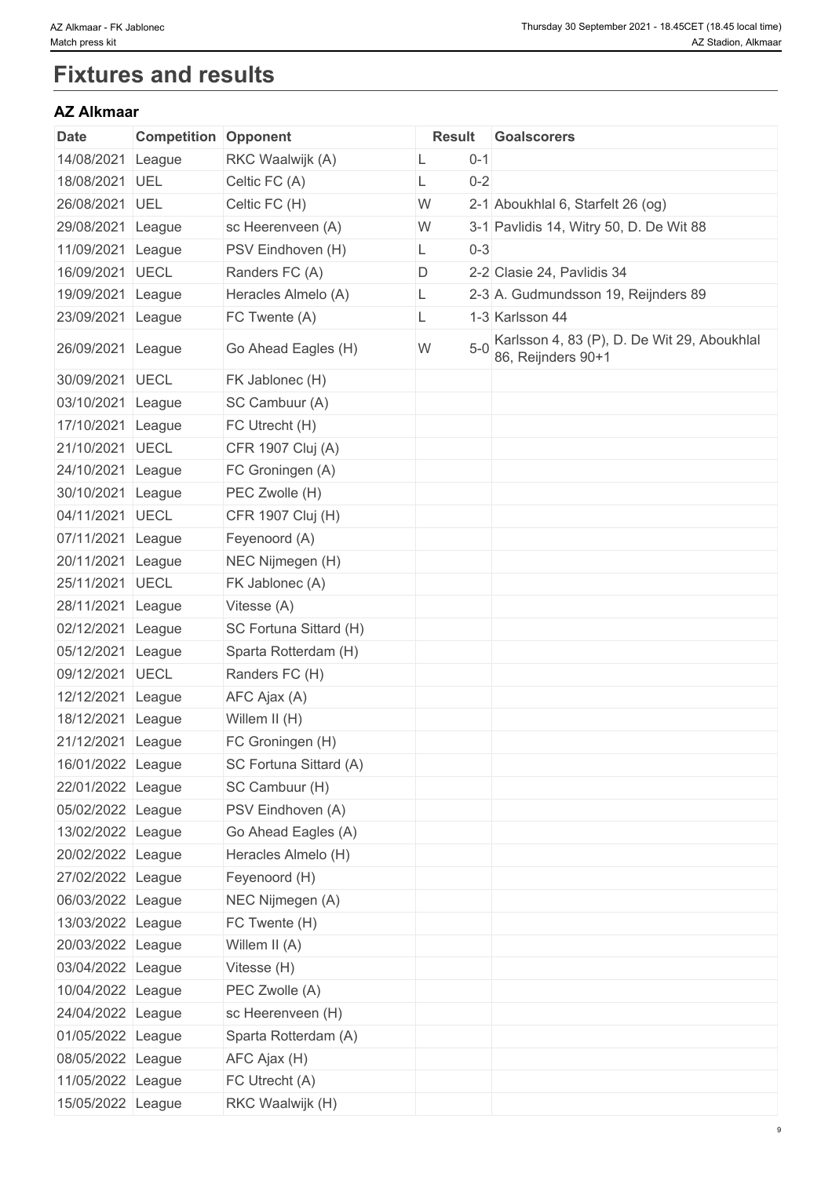# Fixtures and results

## AZ Alkmaar

| Date | Competition | Opponent | Result | | Goalscorers |
|---|---|---|---|---|---|
| 14/08/2021 | League | RKC Waalwijk (A) | L | 0-1 | |
| 18/08/2021 | UEL | Celtic FC (A) | L | 0-2 | |
| 26/08/2021 | UEL | Celtic FC (H) | W | 2-1 | Aboukhlal 6, Starfelt 26 (og) |
| 29/08/2021 | League | sc Heerenveen (A) | W | 3-1 | Pavlidis 14, Witry 50, D. De Wit 88 |
| 11/09/2021 | League | PSV Eindhoven (H) | L | 0-3 | |
| 16/09/2021 | UECL | Randers FC (A) | D | 2-2 | Clasie 24, Pavlidis 34 |
| 19/09/2021 | League | Heracles Almelo (A) | L | 2-3 | A. Gudmundsson 19, Reijnders 89 |
| 23/09/2021 | League | FC Twente (A) | L | 1-3 | Karlsson 44 |
| 26/09/2021 | League | Go Ahead Eagles (H) | W | 5-0 | Karlsson 4, 83 (P), D. De Wit 29, Aboukhlal 86, Reijnders 90+1 |
| 30/09/2021 | UECL | FK Jablonec (H) | | | |
| 03/10/2021 | League | SC Cambuur (A) | | | |
| 17/10/2021 | League | FC Utrecht (H) | | | |
| 21/10/2021 | UECL | CFR 1907 Cluj (A) | | | |
| 24/10/2021 | League | FC Groningen (A) | | | |
| 30/10/2021 | League | PEC Zwolle (H) | | | |
| 04/11/2021 | UECL | CFR 1907 Cluj (H) | | | |
| 07/11/2021 | League | Feyenoord (A) | | | |
| 20/11/2021 | League | NEC Nijmegen (H) | | | |
| 25/11/2021 | UECL | FK Jablonec (A) | | | |
| 28/11/2021 | League | Vitesse (A) | | | |
| 02/12/2021 | League | SC Fortuna Sittard (H) | | | |
| 05/12/2021 | League | Sparta Rotterdam (H) | | | |
| 09/12/2021 | UECL | Randers FC (H) | | | |
| 12/12/2021 | League | AFC Ajax (A) | | | |
| 18/12/2021 | League | Willem II (H) | | | |
| 21/12/2021 | League | FC Groningen (H) | | | |
| 16/01/2022 | League | SC Fortuna Sittard (A) | | | |
| 22/01/2022 | League | SC Cambuur (H) | | | |
| 05/02/2022 | League | PSV Eindhoven (A) | | | |
| 13/02/2022 | League | Go Ahead Eagles (A) | | | |
| 20/02/2022 | League | Heracles Almelo (H) | | | |
| 27/02/2022 | League | Feyenoord (H) | | | |
| 06/03/2022 | League | NEC Nijmegen (A) | | | |
| 13/03/2022 | League | FC Twente (H) | | | |
| 20/03/2022 | League | Willem II (A) | | | |
| 03/04/2022 | League | Vitesse (H) | | | |
| 10/04/2022 | League | PEC Zwolle (A) | | | |
| 24/04/2022 | League | sc Heerenveen (H) | | | |
| 01/05/2022 | League | Sparta Rotterdam (A) | | | |
| 08/05/2022 | League | AFC Ajax (H) | | | |
| 11/05/2022 | League | FC Utrecht (A) | | | |
| 15/05/2022 | League | RKC Waalwijk (H) | | | |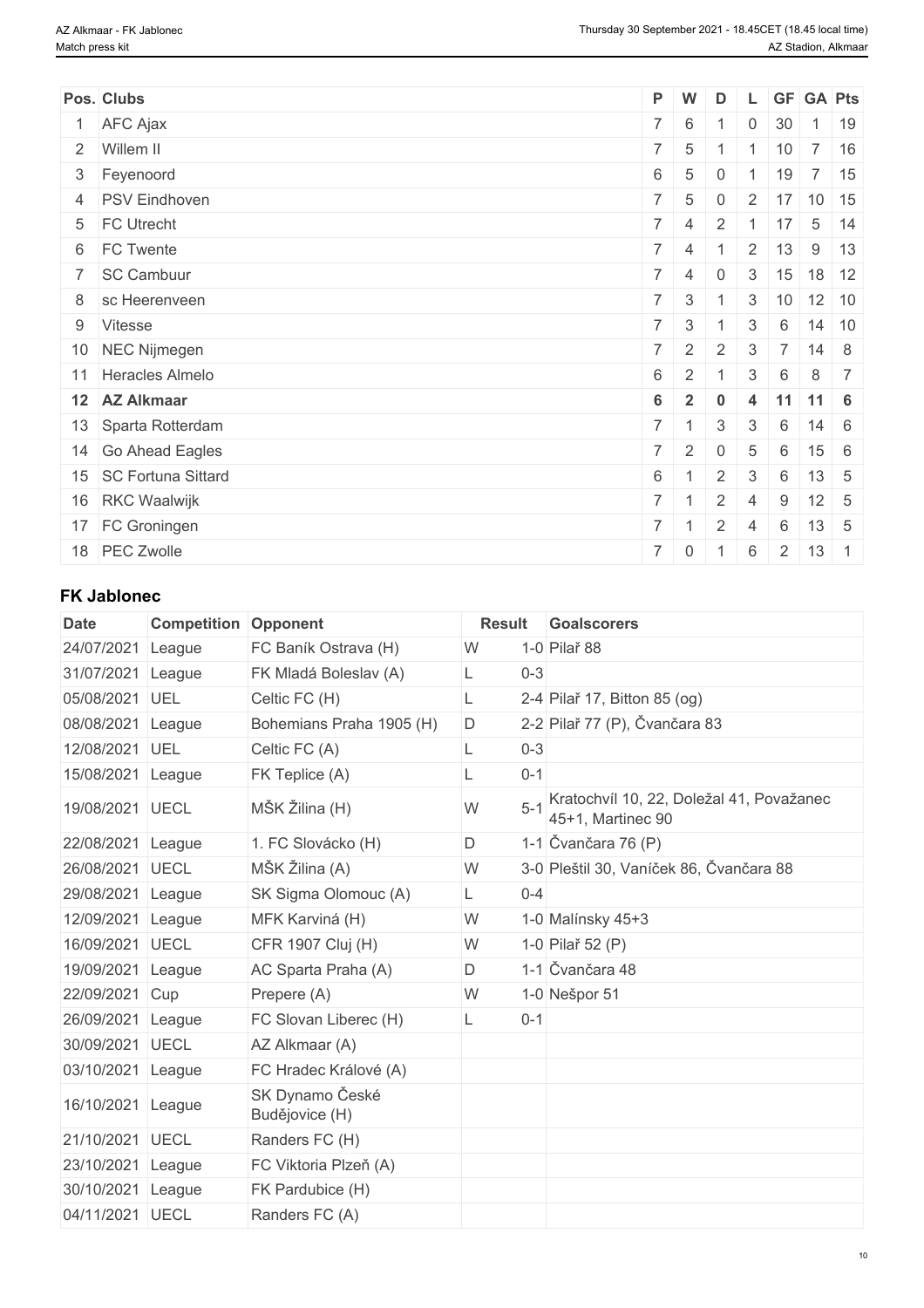| Pos. | Clubs | P | W | D | L | GF | GA | Pts |
|---|---|---|---|---|---|---|---|---|
| 1 | AFC Ajax | 7 | 6 | 1 | 0 | 30 | 1 | 19 |
| 2 | Willem II | 7 | 5 | 1 | 1 | 10 | 7 | 16 |
| 3 | Feyenoord | 6 | 5 | 0 | 1 | 19 | 7 | 15 |
| 4 | PSV Eindhoven | 7 | 5 | 0 | 2 | 17 | 10 | 15 |
| 5 | FC Utrecht | 7 | 4 | 2 | 1 | 17 | 5 | 14 |
| 6 | FC Twente | 7 | 4 | 1 | 2 | 13 | 9 | 13 |
| 7 | SC Cambuur | 7 | 4 | 0 | 3 | 15 | 18 | 12 |
| 8 | sc Heerenveen | 7 | 3 | 1 | 3 | 10 | 12 | 10 |
| 9 | Vitesse | 7 | 3 | 1 | 3 | 6 | 14 | 10 |
| 10 | NEC Nijmegen | 7 | 2 | 2 | 3 | 7 | 14 | 8 |
| 11 | Heracles Almelo | 6 | 2 | 1 | 3 | 6 | 8 | 7 |
| **12** | **AZ Alkmaar** | **6** | **2** | **0** | **4** | **11** | **11** | **6** |
| 13 | Sparta Rotterdam | 7 | 1 | 3 | 3 | 6 | 14 | 6 |
| 14 | Go Ahead Eagles | 7 | 2 | 0 | 5 | 6 | 15 | 6 |
| 15 | SC Fortuna Sittard | 6 | 1 | 2 | 3 | 6 | 13 | 5 |
| 16 | RKC Waalwijk | 7 | 1 | 2 | 4 | 9 | 12 | 5 |
| 17 | FC Groningen | 7 | 1 | 2 | 4 | 6 | 13 | 5 |
| 18 | PEC Zwolle | 7 | 0 | 1 | 6 | 2 | 13 | 1 |

## FK Jablonec

| Date | Competition | Opponent | Result | | Goalscorers |
|---|---|---|---|---|---|
| 24/07/2021 | League | FC Baník Ostrava (H) | W | 1-0 | Pilař 88 |
| 31/07/2021 | League | FK Mladá Boleslav (A) | L | 0-3 | |
| 05/08/2021 | UEL | Celtic FC (H) | L | 2-4 | Pilař 17, Bitton 85 (og) |
| 08/08/2021 | League | Bohemians Praha 1905 (H) | D | 2-2 | Pilař 77 (P), Čvančara 83 |
| 12/08/2021 | UEL | Celtic FC (A) | L | 0-3 | |
| 15/08/2021 | League | FK Teplice (A) | L | 0-1 | |
| 19/08/2021 | UECL | MŠK Žilina (H) | W | 5-1 | Kratochvíl 10, 22, Doležal 41, Považanec 45+1, Martinec 90 |
| 22/08/2021 | League | 1. FC Slovácko (H) | D | 1-1 | Čvančara 76 (P) |
| 26/08/2021 | UECL | MŠK Žilina (A) | W | 3-0 | Pleštil 30, Vaníček 86, Čvančara 88 |
| 29/08/2021 | League | SK Sigma Olomouc (A) | L | 0-4 | |
| 12/09/2021 | League | MFK Karviná (H) | W | 1-0 | Malínsky 45+3 |
| 16/09/2021 | UECL | CFR 1907 Cluj (H) | W | 1-0 | Pilař 52 (P) |
| 19/09/2021 | League | AC Sparta Praha (A) | D | 1-1 | Čvančara 48 |
| 22/09/2021 | Cup | Prepere (A) | W | 1-0 | Nešpor 51 |
| 26/09/2021 | League | FC Slovan Liberec (H) | L | 0-1 | |
| 30/09/2021 | UECL | AZ Alkmaar (A) | | | |
| 03/10/2021 | League | FC Hradec Králové (A) | | | |
| 16/10/2021 | League | SK Dynamo České Budějovice (H) | | | |
| 21/10/2021 | UECL | Randers FC (H) | | | |
| 23/10/2021 | League | FC Viktoria Plzeň (A) | | | |
| 30/10/2021 | League | FK Pardubice (H) | | | |
| 04/11/2021 | UECL | Randers FC (A) | | | |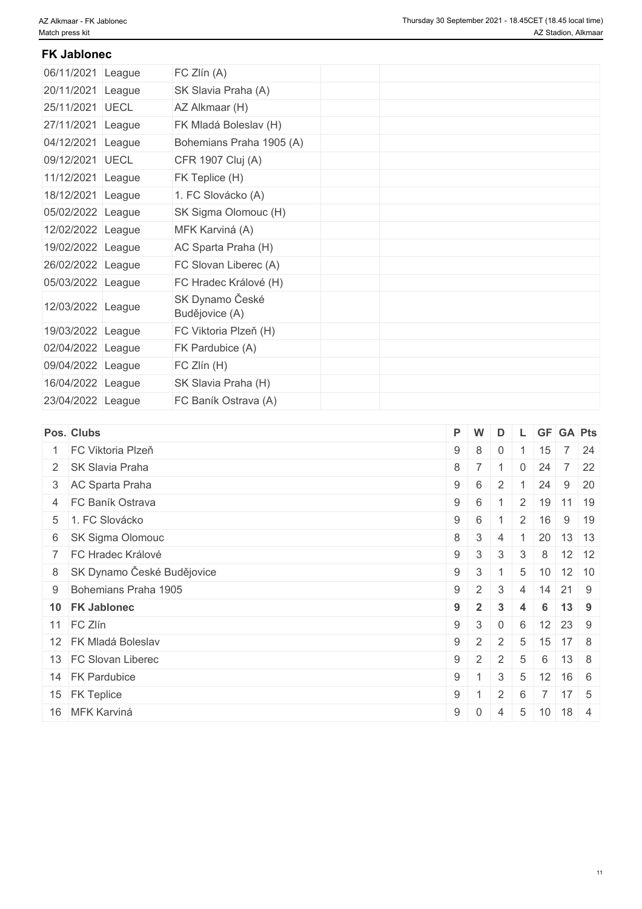## FK Jablonec

| | | | | |
|---|---|---|---|---|
| 06/11/2021 | League | FC Zlín (A) | | |
| 20/11/2021 | League | SK Slavia Praha (A) | | |
| 25/11/2021 | UECL | AZ Alkmaar (H) | | |
| 27/11/2021 | League | FK Mladá Boleslav (H) | | |
| 04/12/2021 | League | Bohemians Praha 1905 (A) | | |
| 09/12/2021 | UECL | CFR 1907 Cluj (A) | | |
| 11/12/2021 | League | FK Teplice (H) | | |
| 18/12/2021 | League | 1. FC Slovácko (A) | | |
| 05/02/2022 | League | SK Sigma Olomouc (H) | | |
| 12/02/2022 | League | MFK Karviná (A) | | |
| 19/02/2022 | League | AC Sparta Praha (H) | | |
| 26/02/2022 | League | FC Slovan Liberec (A) | | |
| 05/03/2022 | League | FC Hradec Králové (H) | | |
| 12/03/2022 | League | SK Dynamo České Budějovice (A) | | |
| 19/03/2022 | League | FC Viktoria Plzeň (H) | | |
| 02/04/2022 | League | FK Pardubice (A) | | |
| 09/04/2022 | League | FC Zlín (H) | | |
| 16/04/2022 | League | SK Slavia Praha (H) | | |
| 23/04/2022 | League | FC Baník Ostrava (A) | | |

| Pos. | Clubs | P | W | D | L | GF | GA | Pts |
|---|---|---|---|---|---|---|---|---|
| 1 | FC Viktoria Plzeň | 9 | 8 | 0 | 1 | 15 | 7 | 24 |
| 2 | SK Slavia Praha | 8 | 7 | 1 | 0 | 24 | 7 | 22 |
| 3 | AC Sparta Praha | 9 | 6 | 2 | 1 | 24 | 9 | 20 |
| 4 | FC Baník Ostrava | 9 | 6 | 1 | 2 | 19 | 11 | 19 |
| 5 | 1. FC Slovácko | 9 | 6 | 1 | 2 | 16 | 9 | 19 |
| 6 | SK Sigma Olomouc | 8 | 3 | 4 | 1 | 20 | 13 | 13 |
| 7 | FC Hradec Králové | 9 | 3 | 3 | 3 | 8 | 12 | 12 |
| 8 | SK Dynamo České Budějovice | 9 | 3 | 1 | 5 | 10 | 12 | 10 |
| 9 | Bohemians Praha 1905 | 9 | 2 | 3 | 4 | 14 | 21 | 9 |
| **10** | **FK Jablonec** | **9** | **2** | **3** | **4** | **6** | **13** | **9** |
| 11 | FC Zlín | 9 | 3 | 0 | 6 | 12 | 23 | 9 |
| 12 | FK Mladá Boleslav | 9 | 2 | 2 | 5 | 15 | 17 | 8 |
| 13 | FC Slovan Liberec | 9 | 2 | 2 | 5 | 6 | 13 | 8 |
| 14 | FK Pardubice | 9 | 1 | 3 | 5 | 12 | 16 | 6 |
| 15 | FK Teplice | 9 | 1 | 2 | 6 | 7 | 17 | 5 |
| 16 | MFK Karviná | 9 | 0 | 4 | 5 | 10 | 18 | 4 |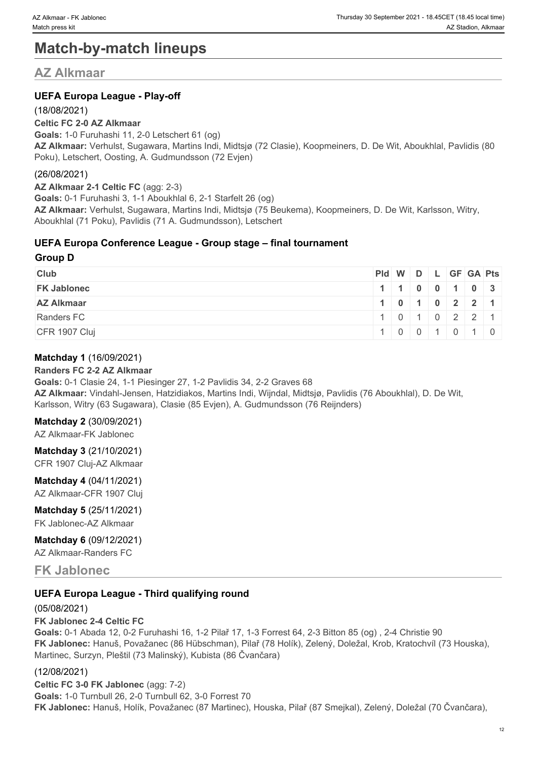# Match-by-match lineups

## AZ Alkmaar

### UEFA Europa League - Play-off

(18/08/2021)

**Celtic FC 2-0 AZ Alkmaar**

**Goals:** 1-0 Furuhashi 11, 2-0 Letschert 61 (og)

**AZ Alkmaar:** Verhulst, Sugawara, Martins Indi, Midtsjø (72 Clasie), Koopmeiners, D. De Wit, Aboukhlal, Pavlidis (80 Poku), Letschert, Oosting, A. Gudmundsson (72 Evjen)

(26/08/2021)

**AZ Alkmaar 2-1 Celtic FC** (agg: 2-3)

**Goals:** 0-1 Furuhashi 3, 1-1 Aboukhlal 6, 2-1 Starfelt 26 (og)

**AZ Alkmaar:** Verhulst, Sugawara, Martins Indi, Midtsjø (75 Beukema), Koopmeiners, D. De Wit, Karlsson, Witry, Aboukhlal (71 Poku), Pavlidis (71 A. Gudmundsson), Letschert

### UEFA Europa Conference League - Group stage – final tournament

**Group D**

| Club | Pld | W | D | L | GF | GA | Pts |
|---|---|---|---|---|---|---|---|
| **FK Jablonec** | **1** | **1** | **0** | **0** | **1** | **0** | **3** |
| **AZ Alkmaar** | **1** | **0** | **1** | **0** | **2** | **2** | **1** |
| Randers FC | 1 | 0 | 1 | 0 | 2 | 2 | 1 |
| CFR 1907 Cluj | 1 | 0 | 0 | 1 | 0 | 1 | 0 |

**Matchday 1** (16/09/2021)

**Randers FC 2-2 AZ Alkmaar**

**Goals:** 0-1 Clasie 24, 1-1 Piesinger 27, 1-2 Pavlidis 34, 2-2 Graves 68

**AZ Alkmaar:** Vindahl-Jensen, Hatzidiakos, Martins Indi, Wijndal, Midtsjø, Pavlidis (76 Aboukhlal), D. De Wit, Karlsson, Witry (63 Sugawara), Clasie (85 Evjen), A. Gudmundsson (76 Reijnders)

**Matchday 2** (30/09/2021)

AZ Alkmaar-FK Jablonec

**Matchday 3** (21/10/2021)

CFR 1907 Cluj-AZ Alkmaar

**Matchday 4** (04/11/2021)

AZ Alkmaar-CFR 1907 Cluj

**Matchday 5** (25/11/2021)

FK Jablonec-AZ Alkmaar

**Matchday 6** (09/12/2021)

AZ Alkmaar-Randers FC

## FK Jablonec

### UEFA Europa League - Third qualifying round

(05/08/2021)

**FK Jablonec 2-4 Celtic FC**

**Goals:** 0-1 Abada 12, 0-2 Furuhashi 16, 1-2 Pilař 17, 1-3 Forrest 64, 2-3 Bitton 85 (og) , 2-4 Christie 90

**FK Jablonec:** Hanuš, Považanec (86 Hübschman), Pilař (78 Holík), Zelený, Doležal, Krob, Kratochvíl (73 Houska), Martinec, Surzyn, Pleštil (73 Malinský), Kubista (86 Čvančara)

(12/08/2021)

**Celtic FC 3-0 FK Jablonec** (agg: 7-2)

**Goals:** 1-0 Turnbull 26, 2-0 Turnbull 62, 3-0 Forrest 70

**FK Jablonec:** Hanuš, Holík, Považanec (87 Martinec), Houska, Pilař (87 Smejkal), Zelený, Doležal (70 Čvančara),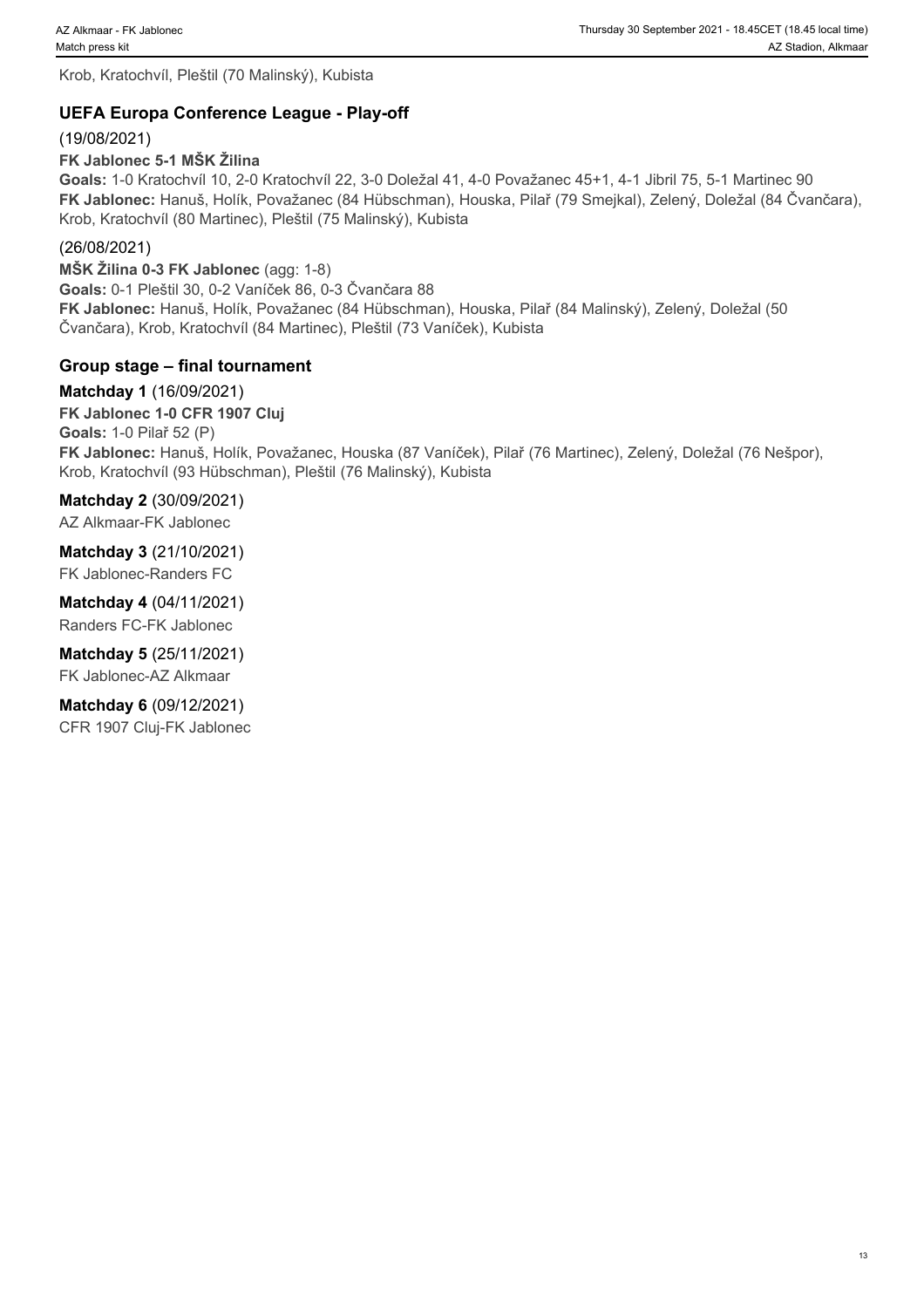Krob, Kratochvíl, Pleštil (70 Malinský), Kubista

## UEFA Europa Conference League - Play-off

(19/08/2021)

**FK Jablonec 5-1 MŠK Žilina**

**Goals:** 1-0 Kratochvíl 10, 2-0 Kratochvíl 22, 3-0 Doležal 41, 4-0 Považanec 45+1, 4-1 Jibril 75, 5-1 Martinec 90

**FK Jablonec:** Hanuš, Holík, Považanec (84 Hübschman), Houska, Pilař (79 Smejkal), Zelený, Doležal (84 Čvančara), Krob, Kratochvíl (80 Martinec), Pleštil (75 Malinský), Kubista

(26/08/2021)

**MŠK Žilina 0-3 FK Jablonec** (agg: 1-8)

**Goals:** 0-1 Pleštil 30, 0-2 Vaníček 86, 0-3 Čvančara 88

**FK Jablonec:** Hanuš, Holík, Považanec (84 Hübschman), Houska, Pilař (84 Malinský), Zelený, Doležal (50 Čvančara), Krob, Kratochvíl (84 Martinec), Pleštil (73 Vaníček), Kubista

## Group stage – final tournament

**Matchday 1** (16/09/2021)

**FK Jablonec 1-0 CFR 1907 Cluj**

**Goals:** 1-0 Pilař 52 (P)

**FK Jablonec:** Hanuš, Holík, Považanec, Houska (87 Vaníček), Pilař (76 Martinec), Zelený, Doležal (76 Nešpor), Krob, Kratochvíl (93 Hübschman), Pleštil (76 Malinský), Kubista

**Matchday 2** (30/09/2021)

AZ Alkmaar-FK Jablonec

**Matchday 3** (21/10/2021)

FK Jablonec-Randers FC

**Matchday 4** (04/11/2021)

Randers FC-FK Jablonec

**Matchday 5** (25/11/2021)

FK Jablonec-AZ Alkmaar

**Matchday 6** (09/12/2021)

CFR 1907 Cluj-FK Jablonec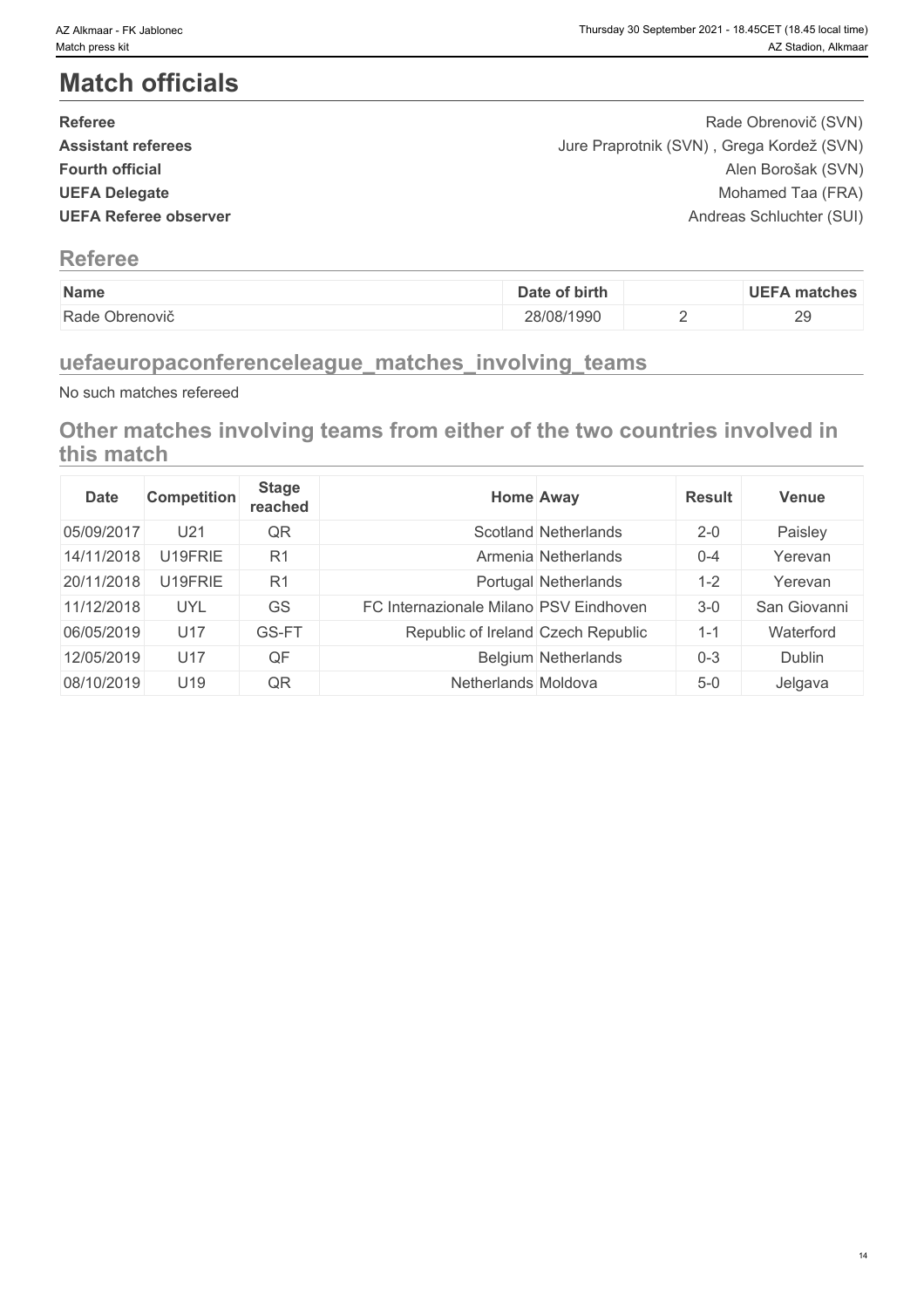# Match officials

| | |
|---|---|
| **Referee** | Rade Obrenovič (SVN) |
| **Assistant referees** | Jure Praprotnik (SVN) , Grega Kordež (SVN) |
| **Fourth official** | Alen Borošak (SVN) |
| **UEFA Delegate** | Mohamed Taa (FRA) |
| **UEFA Referee observer** | Andreas Schluchter (SUI) |

## Referee

| Name | Date of birth | | UEFA matches |
|---|---|---|---|
| Rade Obrenovič | 28/08/1990 | 2 | 29 |

## uefaeuropaconferenceleague_matches_involving_teams

No such matches refereed

## Other matches involving teams from either of the two countries involved in this match

| Date | Competition | Stage reached | Home | Away | Result | Venue |
|---|---|---|---|---|---|---|
| 05/09/2017 | U21 | QR | Scotland | Netherlands | 2-0 | Paisley |
| 14/11/2018 | U19FRIE | R1 | Armenia | Netherlands | 0-4 | Yerevan |
| 20/11/2018 | U19FRIE | R1 | Portugal | Netherlands | 1-2 | Yerevan |
| 11/12/2018 | UYL | GS | FC Internazionale Milano | PSV Eindhoven | 3-0 | San Giovanni |
| 06/05/2019 | U17 | GS-FT | Republic of Ireland | Czech Republic | 1-1 | Waterford |
| 12/05/2019 | U17 | QF | Belgium | Netherlands | 0-3 | Dublin |
| 08/10/2019 | U19 | QR | Netherlands | Moldova | 5-0 | Jelgava |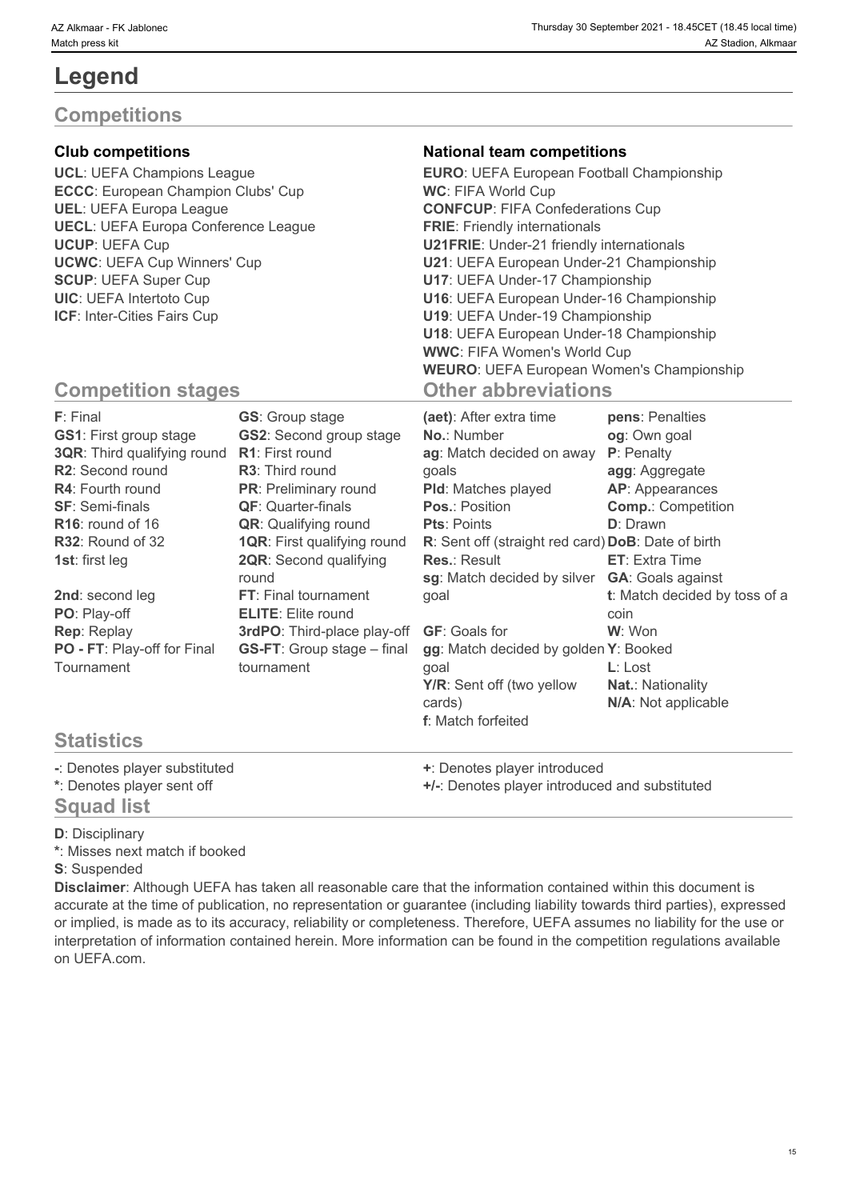# Legend

## Competitions

### Club competitions

**UCL**: UEFA Champions League
**ECCC**: European Champion Clubs' Cup
**UEL**: UEFA Europa League
**UECL**: UEFA Europa Conference League
**UCUP**: UEFA Cup
**UCWC**: UEFA Cup Winners' Cup
**SCUP**: UEFA Super Cup
**UIC**: UEFA Intertoto Cup
**ICF**: Inter-Cities Fairs Cup

### National team competitions

**EURO**: UEFA European Football Championship
**WC**: FIFA World Cup
**CONFCUP**: FIFA Confederations Cup
**FRIE**: Friendly internationals
**U21FRIE**: Under-21 friendly internationals
**U21**: UEFA European Under-21 Championship
**U17**: UEFA Under-17 Championship
**U16**: UEFA European Under-16 Championship
**U19**: UEFA Under-19 Championship
**U18**: UEFA European Under-18 Championship
**WWC**: FIFA Women's World Cup
**WEURO**: UEFA European Women's Championship

## Competition stages

**F**: Final
**GS1**: First group stage
**3QR**: Third qualifying round
**R2**: Second round
**R4**: Fourth round
**SF**: Semi-finals
**R16**: round of 16
**R32**: Round of 32
**1st**: first leg
**2nd**: second leg
**PO**: Play-off
**Rep**: Replay
**PO - FT**: Play-off for Final Tournament
**GS**: Group stage
**GS2**: Second group stage
**R1**: First round
**R3**: Third round
**PR**: Preliminary round
**QF**: Quarter-finals
**QR**: Qualifying round
**1QR**: First qualifying round
**2QR**: Second qualifying round
**FT**: Final tournament
**ELITE**: Elite round
**3rdPO**: Third-place play-off
**GS-FT**: Group stage – final tournament

## Other abbreviations

**(aet)**: After extra time
**No.**: Number
**ag**: Match decided on away goals
**Pld**: Matches played
**Pos.**: Position
**Pts**: Points
**R**: Sent off (straight red card)
**Res.**: Result
**sg**: Match decided by silver goal
**GF**: Goals for
**gg**: Match decided by golden goal
**Y/R**: Sent off (two yellow cards)
**f**: Match forfeited
**pens**: Penalties
**og**: Own goal
**P**: Penalty
**agg**: Aggregate
**AP**: Appearances
**Comp.**: Competition
**D**: Drawn
**DoB**: Date of birth
**ET**: Extra Time
**GA**: Goals against
**t**: Match decided by toss of a coin
**W**: Won
**Y**: Booked
**L**: Lost
**Nat.**: Nationality
**N/A**: Not applicable

## Statistics

**-**: Denotes player substituted
**\***: Denotes player sent off
**+**: Denotes player introduced
**+/-**: Denotes player introduced and substituted

## Squad list

**D**: Disciplinary
**\***: Misses next match if booked
**S**: Suspended

**Disclaimer**: Although UEFA has taken all reasonable care that the information contained within this document is accurate at the time of publication, no representation or guarantee (including liability towards third parties), expressed or implied, is made as to its accuracy, reliability or completeness. Therefore, UEFA assumes no liability for the use or interpretation of information contained herein. More information can be found in the competition regulations available on UEFA.com.